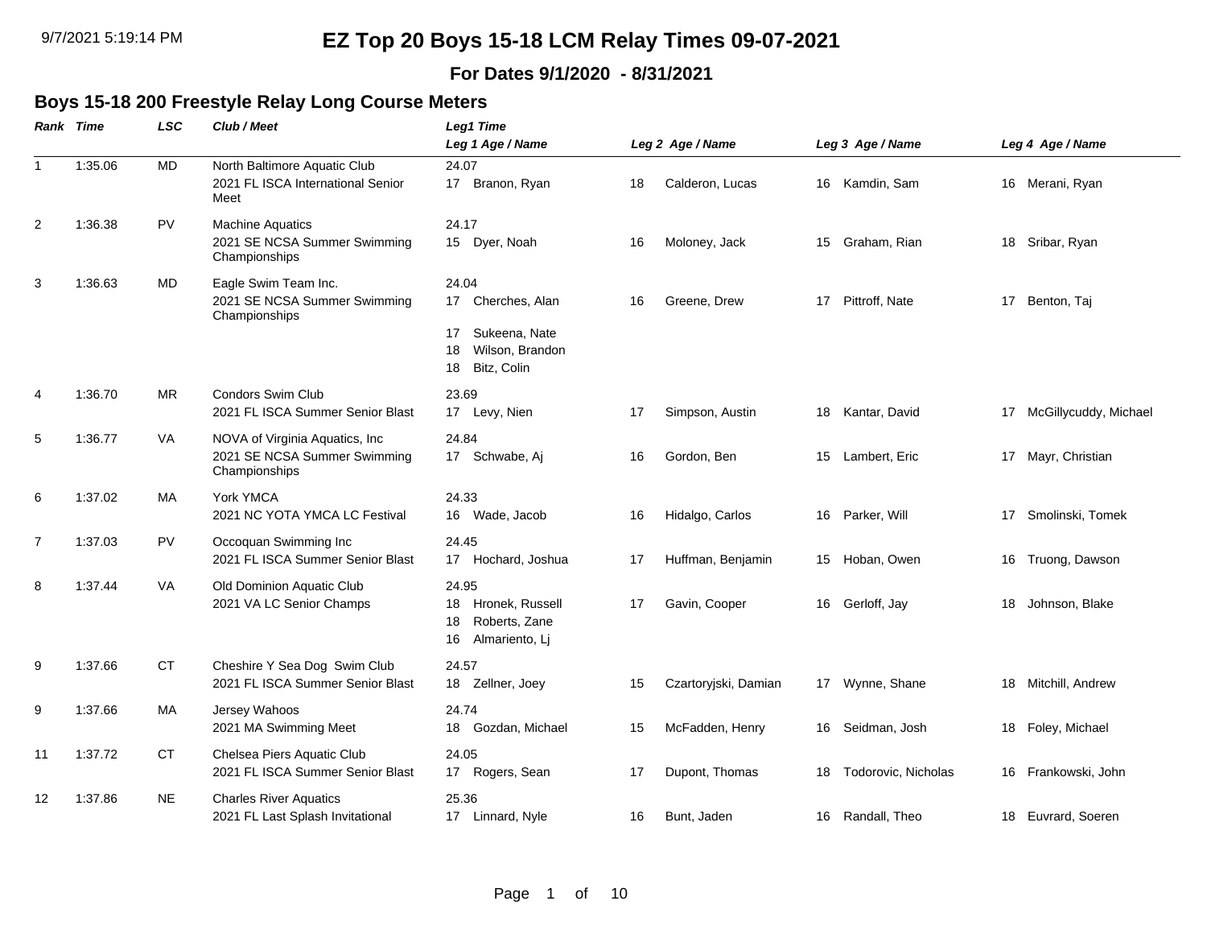# EZ Top 20 Boys 15-18 LCM Relay Times 09-07-2021

**For Dates 9/1/2020 - 8/31/2021**

## Boys 15-18 200 Freestyle Relay Long Course Meters

| Rank | Time | LSC | Club / Meet | Leg1 Time / Leg 1 Age / Name | Leg 2 Age / Name | Leg 3 Age / Name | Leg 4 Age / Name |
|---|---|---|---|---|---|---|---|
| 1 | 1:35.06 | MD | North Baltimore Aquatic Club<br>2021 FL ISCA International Senior Meet | 24.07<br>17 Branon, Ryan | 18 Calderon, Lucas | 16 Kamdin, Sam | 16 Merani, Ryan |
| 2 | 1:36.38 | PV | Machine Aquatics<br>2021 SE NCSA Summer Swimming Championships | 24.17<br>15 Dyer, Noah | 16 Moloney, Jack | 15 Graham, Rian | 18 Sribar, Ryan |
| 3 | 1:36.63 | MD | Eagle Swim Team Inc.<br>2021 SE NCSA Summer Swimming Championships | 24.04<br>17 Cherches, Alan<br>17 Sukeena, Nate<br>18 Wilson, Brandon<br>18 Bitz, Colin | 16 Greene, Drew | 17 Pittroff, Nate | 17 Benton, Taj |
| 4 | 1:36.70 | MR | Condors Swim Club<br>2021 FL ISCA Summer Senior Blast | 23.69<br>17 Levy, Nien | 17 Simpson, Austin | 18 Kantar, David | 17 McGillycuddy, Michael |
| 5 | 1:36.77 | VA | NOVA of Virginia Aquatics, Inc<br>2021 SE NCSA Summer Swimming Championships | 24.84<br>17 Schwabe, Aj | 16 Gordon, Ben | 15 Lambert, Eric | 17 Mayr, Christian |
| 6 | 1:37.02 | MA | York YMCA<br>2021 NC YOTA YMCA LC Festival | 24.33<br>16 Wade, Jacob | 16 Hidalgo, Carlos | 16 Parker, Will | 17 Smolinski, Tomek |
| 7 | 1:37.03 | PV | Occoquan Swimming Inc<br>2021 FL ISCA Summer Senior Blast | 24.45<br>17 Hochard, Joshua | 17 Huffman, Benjamin | 15 Hoban, Owen | 16 Truong, Dawson |
| 8 | 1:37.44 | VA | Old Dominion Aquatic Club<br>2021 VA LC Senior Champs | 24.95<br>18 Hronek, Russell<br>18 Roberts, Zane<br>16 Almariento, Lj | 17 Gavin, Cooper | 16 Gerloff, Jay | 18 Johnson, Blake |
| 9 | 1:37.66 | CT | Cheshire Y Sea Dog Swim Club<br>2021 FL ISCA Summer Senior Blast | 24.57<br>18 Zellner, Joey | 15 Czartoryjski, Damian | 17 Wynne, Shane | 18 Mitchill, Andrew |
| 9 | 1:37.66 | MA | Jersey Wahoos<br>2021 MA Swimming Meet | 24.74<br>18 Gozdan, Michael | 15 McFadden, Henry | 16 Seidman, Josh | 18 Foley, Michael |
| 11 | 1:37.72 | CT | Chelsea Piers Aquatic Club<br>2021 FL ISCA Summer Senior Blast | 24.05<br>17 Rogers, Sean | 17 Dupont, Thomas | 18 Todorovic, Nicholas | 16 Frankowski, John |
| 12 | 1:37.86 | NE | Charles River Aquatics<br>2021 FL Last Splash Invitational | 25.36<br>17 Linnard, Nyle | 16 Bunt, Jaden | 16 Randall, Theo | 18 Euvrard, Soeren |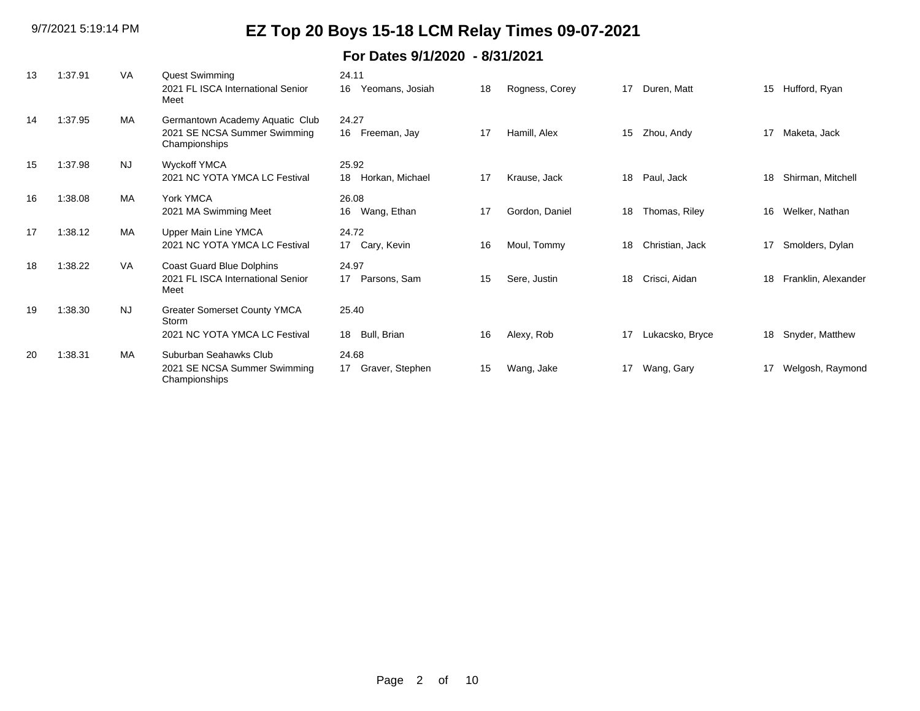# EZ Top 20 Boys 15-18 LCM Relay Times 09-07-2021

## For Dates 9/1/2020 - 8/31/2021

| Rank | Time | LSC | Team / Meet | Lead-off / Swimmer 1 | Age | Swimmer 2 | Age | Swimmer 3 | Age | Swimmer 4 |
|---|---|---|---|---|---|---|---|---|---|---|
| 13 | 1:37.91 | VA | Quest Swimming<br>2021 FL ISCA International Senior Meet | 24.11<br>16 Yeomans, Josiah | 18 | Rogness, Corey | 17 | Duren, Matt | 15 | Hufford, Ryan |
| 14 | 1:37.95 | MA | Germantown Academy Aquatic Club<br>2021 SE NCSA Summer Swimming Championships | 24.27<br>16 Freeman, Jay | 17 | Hamill, Alex | 15 | Zhou, Andy | 17 | Maketa, Jack |
| 15 | 1:37.98 | NJ | Wyckoff YMCA<br>2021 NC YOTA YMCA LC Festival | 25.92<br>18 Horkan, Michael | 17 | Krause, Jack | 18 | Paul, Jack | 18 | Shirman, Mitchell |
| 16 | 1:38.08 | MA | York YMCA<br>2021 MA Swimming Meet | 26.08<br>16 Wang, Ethan | 17 | Gordon, Daniel | 18 | Thomas, Riley | 16 | Welker, Nathan |
| 17 | 1:38.12 | MA | Upper Main Line YMCA<br>2021 NC YOTA YMCA LC Festival | 24.72<br>17 Cary, Kevin | 16 | Moul, Tommy | 18 | Christian, Jack | 17 | Smolders, Dylan |
| 18 | 1:38.22 | VA | Coast Guard Blue Dolphins<br>2021 FL ISCA International Senior Meet | 24.97<br>17 Parsons, Sam | 15 | Sere, Justin | 18 | Crisci, Aidan | 18 | Franklin, Alexander |
| 19 | 1:38.30 | NJ | Greater Somerset County YMCA Storm<br>2021 NC YOTA YMCA LC Festival | 25.40<br>18 Bull, Brian | 16 | Alexy, Rob | 17 | Lukacsko, Bryce | 18 | Snyder, Matthew |
| 20 | 1:38.31 | MA | Suburban Seahawks Club<br>2021 SE NCSA Summer Swimming Championships | 24.68<br>17 Graver, Stephen | 15 | Wang, Jake | 17 | Wang, Gary | 17 | Welgosh, Raymond |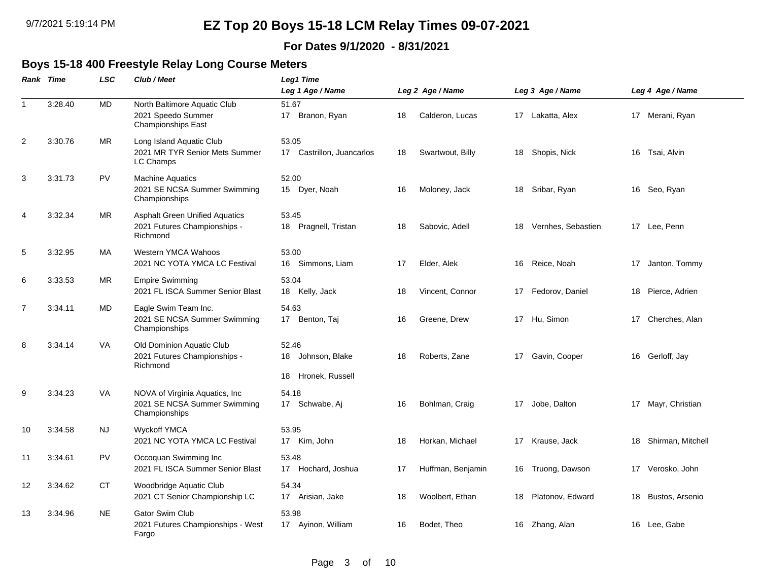# EZ Top 20 Boys 15-18 LCM Relay Times 09-07-2021

**For Dates 9/1/2020 - 8/31/2021**

## Boys 15-18 400 Freestyle Relay Long Course Meters

| Rank | Time | LSC | Club / Meet | Leg1 Time / Leg 1 Age / Name | Leg 2 Age / Name | Leg 3 Age / Name | Leg 4 Age / Name |
|---|---|---|---|---|---|---|---|
| 1 | 3:28.40 | MD | North Baltimore Aquatic Club<br>2021 Speedo Summer Championships East | 51.67<br>17 Branon, Ryan | 18 Calderon, Lucas | 17 Lakatta, Alex | 17 Merani, Ryan |
| 2 | 3:30.76 | MR | Long Island Aquatic Club<br>2021 MR TYR Senior Mets Summer LC Champs | 53.05<br>17 Castrillon, Juancarlos | 18 Swartwout, Billy | 18 Shopis, Nick | 16 Tsai, Alvin |
| 3 | 3:31.73 | PV | Machine Aquatics<br>2021 SE NCSA Summer Swimming Championships | 52.00<br>15 Dyer, Noah | 16 Moloney, Jack | 18 Sribar, Ryan | 16 Seo, Ryan |
| 4 | 3:32.34 | MR | Asphalt Green Unified Aquatics<br>2021 Futures Championships - Richmond | 53.45<br>18 Pragnell, Tristan | 18 Sabovic, Adell | 18 Vernhes, Sebastien | 17 Lee, Penn |
| 5 | 3:32.95 | MA | Western YMCA Wahoos<br>2021 NC YOTA YMCA LC Festival | 53.00<br>16 Simmons, Liam | 17 Elder, Alek | 16 Reice, Noah | 17 Janton, Tommy |
| 6 | 3:33.53 | MR | Empire Swimming<br>2021 FL ISCA Summer Senior Blast | 53.04<br>18 Kelly, Jack | 18 Vincent, Connor | 17 Fedorov, Daniel | 18 Pierce, Adrien |
| 7 | 3:34.11 | MD | Eagle Swim Team Inc.<br>2021 SE NCSA Summer Swimming Championships | 54.63<br>17 Benton, Taj | 16 Greene, Drew | 17 Hu, Simon | 17 Cherches, Alan |
| 8 | 3:34.14 | VA | Old Dominion Aquatic Club<br>2021 Futures Championships - Richmond | 52.46<br>18 Johnson, Blake<br>18 Hronek, Russell | 18 Roberts, Zane | 17 Gavin, Cooper | 16 Gerloff, Jay |
| 9 | 3:34.23 | VA | NOVA of Virginia Aquatics, Inc<br>2021 SE NCSA Summer Swimming Championships | 54.18<br>17 Schwabe, Aj | 16 Bohlman, Craig | 17 Jobe, Dalton | 17 Mayr, Christian |
| 10 | 3:34.58 | NJ | Wyckoff YMCA<br>2021 NC YOTA YMCA LC Festival | 53.95<br>17 Kim, John | 18 Horkan, Michael | 17 Krause, Jack | 18 Shirman, Mitchell |
| 11 | 3:34.61 | PV | Occoquan Swimming Inc<br>2021 FL ISCA Summer Senior Blast | 53.48<br>17 Hochard, Joshua | 17 Huffman, Benjamin | 16 Truong, Dawson | 17 Verosko, John |
| 12 | 3:34.62 | CT | Woodbridge Aquatic Club<br>2021 CT Senior Championship LC | 54.34<br>17 Arisian, Jake | 18 Woolbert, Ethan | 18 Platonov, Edward | 18 Bustos, Arsenio |
| 13 | 3:34.96 | NE | Gator Swim Club<br>2021 Futures Championships - West Fargo | 53.98<br>17 Ayinon, William | 16 Bodet, Theo | 16 Zhang, Alan | 16 Lee, Gabe |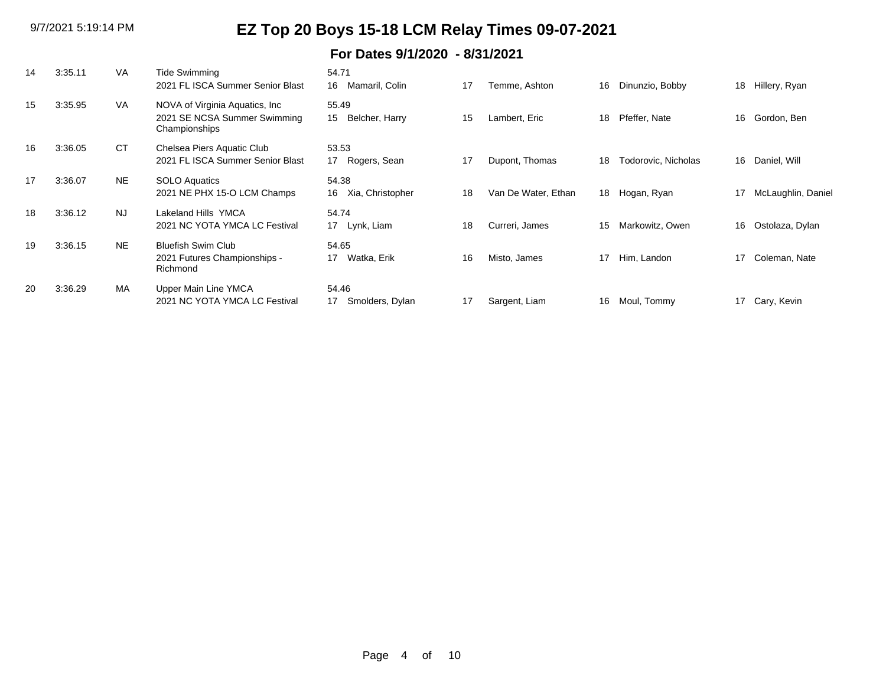# EZ Top 20 Boys 15-18 LCM Relay Times 09-07-2021

## For Dates 9/1/2020 - 8/31/2021

| Rank | Time | LSC | Team / Meet | Lead-off / Swimmer 1 | | Swimmer 2 | | Swimmer 3 | | Swimmer 4 |
|---|---|---|---|---|---|---|---|---|---|---|
| 14 | 3:35.11 | VA | Tide Swimming<br>2021 FL ISCA Summer Senior Blast | 54.71<br>16 Mamaril, Colin | 17 | Temme, Ashton | 16 | Dinunzio, Bobby | 18 | Hillery, Ryan |
| 15 | 3:35.95 | VA | NOVA of Virginia Aquatics, Inc<br>2021 SE NCSA Summer Swimming Championships | 55.49<br>15 Belcher, Harry | 15 | Lambert, Eric | 18 | Pfeffer, Nate | 16 | Gordon, Ben |
| 16 | 3:36.05 | CT | Chelsea Piers Aquatic Club<br>2021 FL ISCA Summer Senior Blast | 53.53<br>17 Rogers, Sean | 17 | Dupont, Thomas | 18 | Todorovic, Nicholas | 16 | Daniel, Will |
| 17 | 3:36.07 | NE | SOLO Aquatics<br>2021 NE PHX 15-O LCM Champs | 54.38<br>16 Xia, Christopher | 18 | Van De Water, Ethan | 18 | Hogan, Ryan | 17 | McLaughlin, Daniel |
| 18 | 3:36.12 | NJ | Lakeland Hills YMCA<br>2021 NC YOTA YMCA LC Festival | 54.74<br>17 Lynk, Liam | 18 | Curreri, James | 15 | Markowitz, Owen | 16 | Ostolaza, Dylan |
| 19 | 3:36.15 | NE | Bluefish Swim Club<br>2021 Futures Championships - Richmond | 54.65<br>17 Watka, Erik | 16 | Misto, James | 17 | Him, Landon | 17 | Coleman, Nate |
| 20 | 3:36.29 | MA | Upper Main Line YMCA<br>2021 NC YOTA YMCA LC Festival | 54.46<br>17 Smolders, Dylan | 17 | Sargent, Liam | 16 | Moul, Tommy | 17 | Cary, Kevin |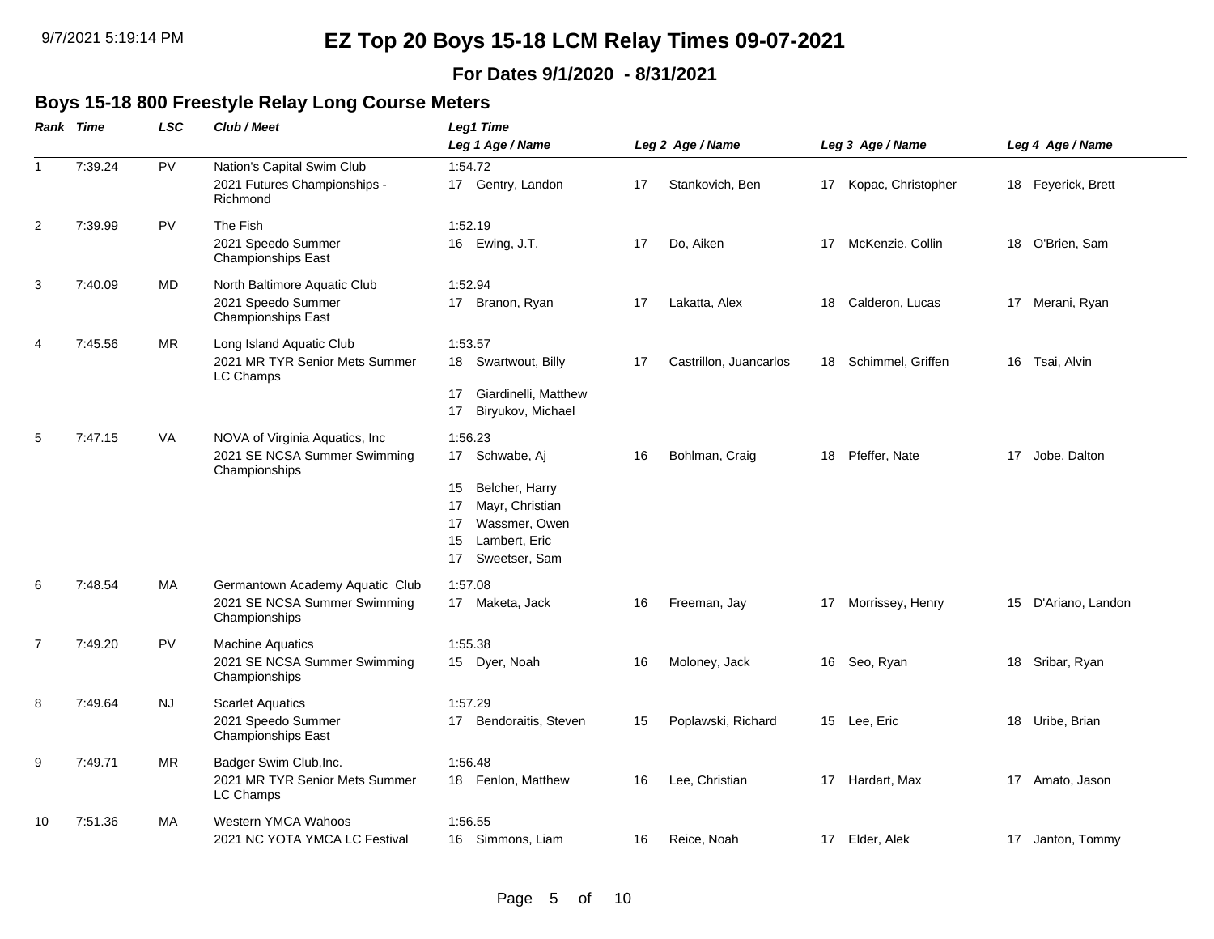# EZ Top 20 Boys 15-18 LCM Relay Times 09-07-2021

**For Dates 9/1/2020 - 8/31/2021**

## Boys 15-18 800 Freestyle Relay Long Course Meters

| Rank | Time | LSC | Club / Meet | Leg1 Time / Leg 1 Age / Name | Leg 2 Age / Name | Leg 3 Age / Name | Leg 4 Age / Name |
|---|---|---|---|---|---|---|---|
| 1 | 7:39.24 | PV | Nation's Capital Swim Club<br>2021 Futures Championships - Richmond | 1:54.72<br>17 Gentry, Landon | 17 Stankovich, Ben | 17 Kopac, Christopher | 18 Feyerick, Brett |
| 2 | 7:39.99 | PV | The Fish<br>2021 Speedo Summer Championships East | 1:52.19<br>16 Ewing, J.T. | 17 Do, Aiken | 17 McKenzie, Collin | 18 O'Brien, Sam |
| 3 | 7:40.09 | MD | North Baltimore Aquatic Club<br>2021 Speedo Summer Championships East | 1:52.94<br>17 Branon, Ryan | 17 Lakatta, Alex | 18 Calderon, Lucas | 17 Merani, Ryan |
| 4 | 7:45.56 | MR | Long Island Aquatic Club<br>2021 MR TYR Senior Mets Summer LC Champs | 1:53.57<br>18 Swartwout, Billy<br>17 Giardinelli, Matthew<br>17 Biryukov, Michael | 17 Castrillon, Juancarlos | 18 Schimmel, Griffen | 16 Tsai, Alvin |
| 5 | 7:47.15 | VA | NOVA of Virginia Aquatics, Inc<br>2021 SE NCSA Summer Swimming Championships | 1:56.23<br>17 Schwabe, Aj<br>15 Belcher, Harry<br>17 Mayr, Christian<br>17 Wassmer, Owen<br>15 Lambert, Eric<br>17 Sweetser, Sam | 16 Bohlman, Craig | 18 Pfeffer, Nate | 17 Jobe, Dalton |
| 6 | 7:48.54 | MA | Germantown Academy Aquatic Club<br>2021 SE NCSA Summer Swimming Championships | 1:57.08<br>17 Maketa, Jack | 16 Freeman, Jay | 17 Morrissey, Henry | 15 D'Ariano, Landon |
| 7 | 7:49.20 | PV | Machine Aquatics<br>2021 SE NCSA Summer Swimming Championships | 1:55.38<br>15 Dyer, Noah | 16 Moloney, Jack | 16 Seo, Ryan | 18 Sribar, Ryan |
| 8 | 7:49.64 | NJ | Scarlet Aquatics<br>2021 Speedo Summer Championships East | 1:57.29<br>17 Bendoraitis, Steven | 15 Poplawski, Richard | 15 Lee, Eric | 18 Uribe, Brian |
| 9 | 7:49.71 | MR | Badger Swim Club,Inc.<br>2021 MR TYR Senior Mets Summer LC Champs | 1:56.48<br>18 Fenlon, Matthew | 16 Lee, Christian | 17 Hardart, Max | 17 Amato, Jason |
| 10 | 7:51.36 | MA | Western YMCA Wahoos<br>2021 NC YOTA YMCA LC Festival | 1:56.55<br>16 Simmons, Liam | 16 Reice, Noah | 17 Elder, Alek | 17 Janton, Tommy |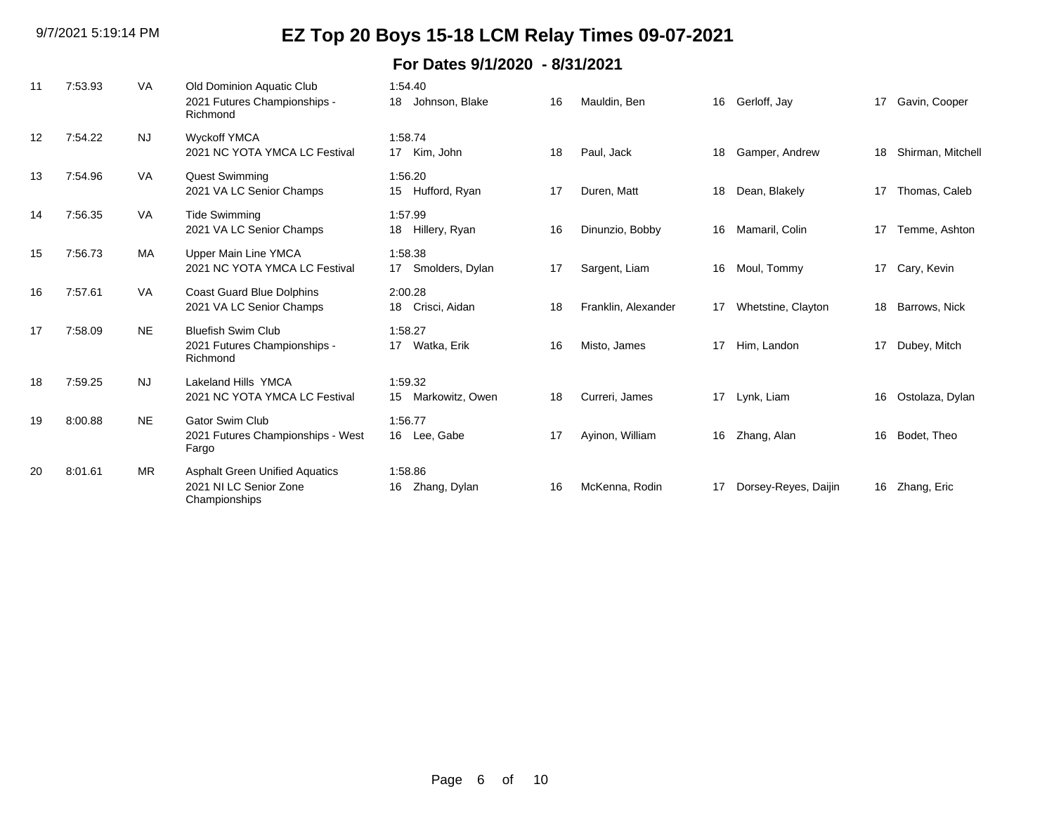# EZ Top 20 Boys 15-18 LCM Relay Times 09-07-2021

## For Dates 9/1/2020 - 8/31/2021

| Rank | Time | LSC | Team / Meet | Lead-off / Age | Swimmer 1 | Age | Swimmer 2 | Age | Swimmer 3 | Age | Swimmer 4 |
|---|---|---|---|---|---|---|---|---|---|---|---|
| 11 | 7:53.93 | VA | Old Dominion Aquatic Club<br>2021 Futures Championships - Richmond | 1:54.40<br>18 | Johnson, Blake | 16 | Mauldin, Ben | 16 | Gerloff, Jay | 17 | Gavin, Cooper |
| 12 | 7:54.22 | NJ | Wyckoff YMCA<br>2021 NC YOTA YMCA LC Festival | 1:58.74<br>17 | Kim, John | 18 | Paul, Jack | 18 | Gamper, Andrew | 18 | Shirman, Mitchell |
| 13 | 7:54.96 | VA | Quest Swimming<br>2021 VA LC Senior Champs | 1:56.20<br>15 | Hufford, Ryan | 17 | Duren, Matt | 18 | Dean, Blakely | 17 | Thomas, Caleb |
| 14 | 7:56.35 | VA | Tide Swimming<br>2021 VA LC Senior Champs | 1:57.99<br>18 | Hillery, Ryan | 16 | Dinunzio, Bobby | 16 | Mamaril, Colin | 17 | Temme, Ashton |
| 15 | 7:56.73 | MA | Upper Main Line YMCA<br>2021 NC YOTA YMCA LC Festival | 1:58.38<br>17 | Smolders, Dylan | 17 | Sargent, Liam | 16 | Moul, Tommy | 17 | Cary, Kevin |
| 16 | 7:57.61 | VA | Coast Guard Blue Dolphins<br>2021 VA LC Senior Champs | 2:00.28<br>18 | Crisci, Aidan | 18 | Franklin, Alexander | 17 | Whetstine, Clayton | 18 | Barrows, Nick |
| 17 | 7:58.09 | NE | Bluefish Swim Club<br>2021 Futures Championships - Richmond | 1:58.27<br>17 | Watka, Erik | 16 | Misto, James | 17 | Him, Landon | 17 | Dubey, Mitch |
| 18 | 7:59.25 | NJ | Lakeland Hills YMCA<br>2021 NC YOTA YMCA LC Festival | 1:59.32<br>15 | Markowitz, Owen | 18 | Curreri, James | 17 | Lynk, Liam | 16 | Ostolaza, Dylan |
| 19 | 8:00.88 | NE | Gator Swim Club<br>2021 Futures Championships - West Fargo | 1:56.77<br>16 | Lee, Gabe | 17 | Ayinon, William | 16 | Zhang, Alan | 16 | Bodet, Theo |
| 20 | 8:01.61 | MR | Asphalt Green Unified Aquatics<br>2021 NI LC Senior Zone Championships | 1:58.86<br>16 | Zhang, Dylan | 16 | McKenna, Rodin | 17 | Dorsey-Reyes, Daijin | 16 | Zhang, Eric |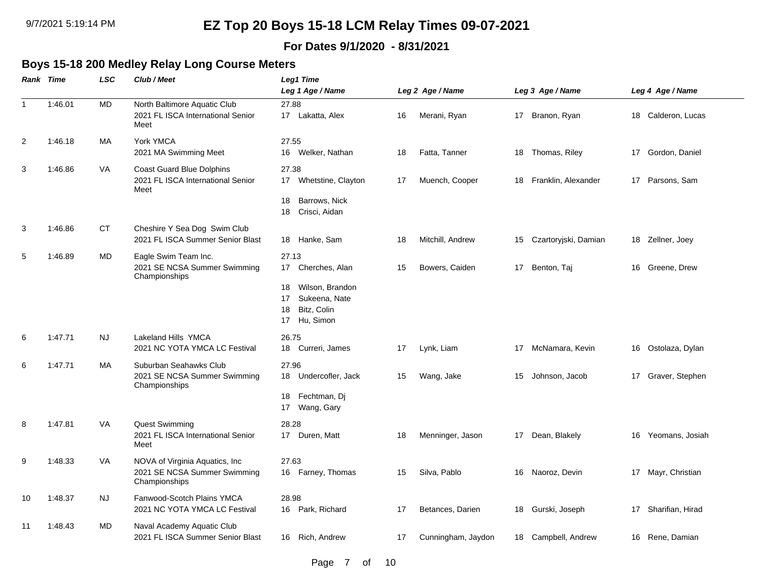# EZ Top 20 Boys 15-18 LCM Relay Times 09-07-2021

**For Dates 9/1/2020 - 8/31/2021**

## Boys 15-18 200 Medley Relay Long Course Meters

| Rank | Time | LSC | Club / Meet | Leg1 Time / Leg 1 Age / Name | Leg 2 Age / Name | Leg 3 Age / Name | Leg 4 Age / Name |
|---|---|---|---|---|---|---|---|
| 1 | 1:46.01 | MD | North Baltimore Aquatic Club<br>2021 FL ISCA International Senior Meet | 27.88<br>17 Lakatta, Alex | 16 Merani, Ryan | 17 Branon, Ryan | 18 Calderon, Lucas |
| 2 | 1:46.18 | MA | York YMCA<br>2021 MA Swimming Meet | 27.55<br>16 Welker, Nathan | 18 Fatta, Tanner | 18 Thomas, Riley | 17 Gordon, Daniel |
| 3 | 1:46.86 | VA | Coast Guard Blue Dolphins<br>2021 FL ISCA International Senior Meet | 27.38<br>17 Whetstine, Clayton<br>18 Barrows, Nick<br>18 Crisci, Aidan | 17 Muench, Cooper | 18 Franklin, Alexander | 17 Parsons, Sam |
| 3 | 1:46.86 | CT | Cheshire Y Sea Dog Swim Club<br>2021 FL ISCA Summer Senior Blast | 18 Hanke, Sam | 18 Mitchill, Andrew | 15 Czartoryjski, Damian | 18 Zellner, Joey |
| 5 | 1:46.89 | MD | Eagle Swim Team Inc.<br>2021 SE NCSA Summer Swimming Championships | 27.13<br>17 Cherches, Alan<br>18 Wilson, Brandon<br>17 Sukeena, Nate<br>18 Bitz, Colin<br>17 Hu, Simon | 15 Bowers, Caiden | 17 Benton, Taj | 16 Greene, Drew |
| 6 | 1:47.71 | NJ | Lakeland Hills YMCA<br>2021 NC YOTA YMCA LC Festival | 26.75<br>18 Curreri, James | 17 Lynk, Liam | 17 McNamara, Kevin | 16 Ostolaza, Dylan |
| 6 | 1:47.71 | MA | Suburban Seahawks Club<br>2021 SE NCSA Summer Swimming Championships | 27.96<br>18 Undercofler, Jack<br>18 Fechtman, Dj<br>17 Wang, Gary | 15 Wang, Jake | 15 Johnson, Jacob | 17 Graver, Stephen |
| 8 | 1:47.81 | VA | Quest Swimming<br>2021 FL ISCA International Senior Meet | 28.28<br>17 Duren, Matt | 18 Menninger, Jason | 17 Dean, Blakely | 16 Yeomans, Josiah |
| 9 | 1:48.33 | VA | NOVA of Virginia Aquatics, Inc<br>2021 SE NCSA Summer Swimming Championships | 27.63<br>16 Farney, Thomas | 15 Silva, Pablo | 16 Naoroz, Devin | 17 Mayr, Christian |
| 10 | 1:48.37 | NJ | Fanwood-Scotch Plains YMCA<br>2021 NC YOTA YMCA LC Festival | 28.98<br>16 Park, Richard | 17 Betances, Darien | 18 Gurski, Joseph | 17 Sharifian, Hirad |
| 11 | 1:48.43 | MD | Naval Academy Aquatic Club<br>2021 FL ISCA Summer Senior Blast | 16 Rich, Andrew | 17 Cunningham, Jaydon | 18 Campbell, Andrew | 16 Rene, Damian |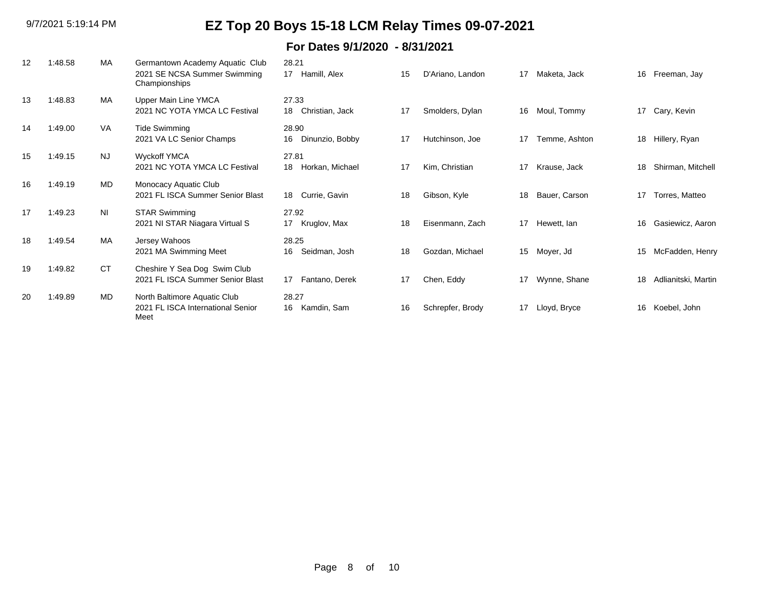# EZ Top 20 Boys 15-18 LCM Relay Times 09-07-2021

## For Dates 9/1/2020 - 8/31/2021

| Rank | Time | LSC | Team / Meet | Split / Age | Swimmer 1 | Age | Swimmer 2 | Age | Swimmer 3 | Age | Swimmer 4 |
|---|---|---|---|---|---|---|---|---|---|---|---|
| 12 | 1:48.58 | MA | Germantown Academy Aquatic Club<br>2021 SE NCSA Summer Swimming Championships | 28.21<br>17 | Hamill, Alex | 15 | D'Ariano, Landon | 17 | Maketa, Jack | 16 | Freeman, Jay |
| 13 | 1:48.83 | MA | Upper Main Line YMCA<br>2021 NC YOTA YMCA LC Festival | 27.33<br>18 | Christian, Jack | 17 | Smolders, Dylan | 16 | Moul, Tommy | 17 | Cary, Kevin |
| 14 | 1:49.00 | VA | Tide Swimming<br>2021 VA LC Senior Champs | 28.90<br>16 | Dinunzio, Bobby | 17 | Hutchinson, Joe | 17 | Temme, Ashton | 18 | Hillery, Ryan |
| 15 | 1:49.15 | NJ | Wyckoff YMCA<br>2021 NC YOTA YMCA LC Festival | 27.81<br>18 | Horkan, Michael | 17 | Kim, Christian | 17 | Krause, Jack | 18 | Shirman, Mitchell |
| 16 | 1:49.19 | MD | Monocacy Aquatic Club<br>2021 FL ISCA Summer Senior Blast | 18 | Currie, Gavin | 18 | Gibson, Kyle | 18 | Bauer, Carson | 17 | Torres, Matteo |
| 17 | 1:49.23 | NI | STAR Swimming<br>2021 NI STAR Niagara Virtual S | 27.92<br>17 | Kruglov, Max | 18 | Eisenmann, Zach | 17 | Hewett, Ian | 16 | Gasiewicz, Aaron |
| 18 | 1:49.54 | MA | Jersey Wahoos<br>2021 MA Swimming Meet | 28.25<br>16 | Seidman, Josh | 18 | Gozdan, Michael | 15 | Moyer, Jd | 15 | McFadden, Henry |
| 19 | 1:49.82 | CT | Cheshire Y Sea Dog Swim Club<br>2021 FL ISCA Summer Senior Blast | 17 | Fantano, Derek | 17 | Chen, Eddy | 17 | Wynne, Shane | 18 | Adlianitski, Martin |
| 20 | 1:49.89 | MD | North Baltimore Aquatic Club<br>2021 FL ISCA International Senior Meet | 28.27<br>16 | Kamdin, Sam | 16 | Schrepfer, Brody | 17 | Lloyd, Bryce | 16 | Koebel, John |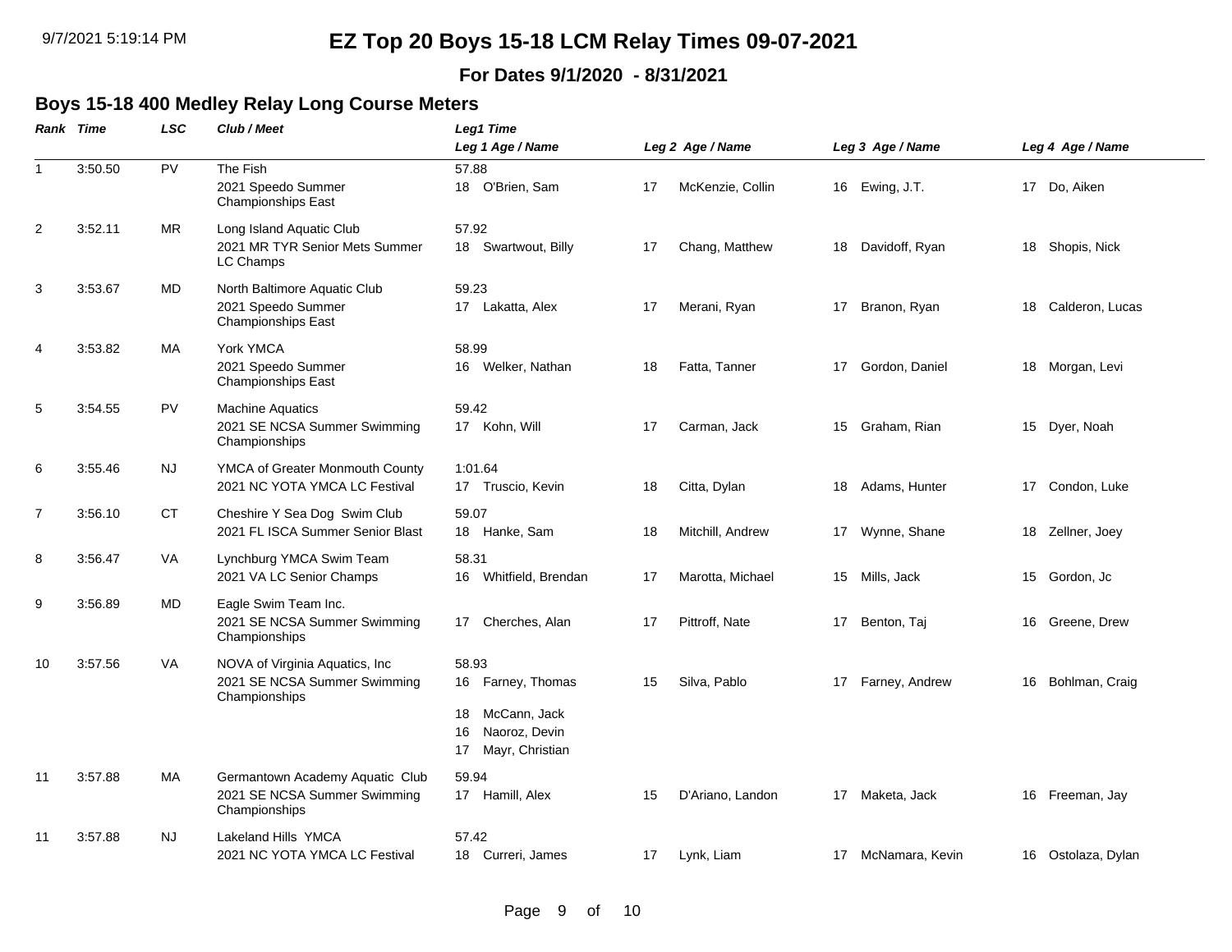# EZ Top 20 Boys 15-18 LCM Relay Times 09-07-2021

**For Dates 9/1/2020 - 8/31/2021**

## Boys 15-18 400 Medley Relay Long Course Meters

| Rank | Time | LSC | Club / Meet | Leg1 Time / Leg 1 Age / Name | Leg 2 Age / Name | Leg 3 Age / Name | Leg 4 Age / Name |
|---|---|---|---|---|---|---|---|
| 1 | 3:50.50 | PV | The Fish<br>2021 Speedo Summer Championships East | 57.88<br>18 O'Brien, Sam | 17 McKenzie, Collin | 16 Ewing, J.T. | 17 Do, Aiken |
| 2 | 3:52.11 | MR | Long Island Aquatic Club<br>2021 MR TYR Senior Mets Summer LC Champs | 57.92<br>18 Swartwout, Billy | 17 Chang, Matthew | 18 Davidoff, Ryan | 18 Shopis, Nick |
| 3 | 3:53.67 | MD | North Baltimore Aquatic Club<br>2021 Speedo Summer Championships East | 59.23<br>17 Lakatta, Alex | 17 Merani, Ryan | 17 Branon, Ryan | 18 Calderon, Lucas |
| 4 | 3:53.82 | MA | York YMCA<br>2021 Speedo Summer Championships East | 58.99<br>16 Welker, Nathan | 18 Fatta, Tanner | 17 Gordon, Daniel | 18 Morgan, Levi |
| 5 | 3:54.55 | PV | Machine Aquatics<br>2021 SE NCSA Summer Swimming Championships | 59.42<br>17 Kohn, Will | 17 Carman, Jack | 15 Graham, Rian | 15 Dyer, Noah |
| 6 | 3:55.46 | NJ | YMCA of Greater Monmouth County<br>2021 NC YOTA YMCA LC Festival | 1:01.64<br>17 Truscio, Kevin | 18 Citta, Dylan | 18 Adams, Hunter | 17 Condon, Luke |
| 7 | 3:56.10 | CT | Cheshire Y Sea Dog Swim Club<br>2021 FL ISCA Summer Senior Blast | 59.07<br>18 Hanke, Sam | 18 Mitchill, Andrew | 17 Wynne, Shane | 18 Zellner, Joey |
| 8 | 3:56.47 | VA | Lynchburg YMCA Swim Team<br>2021 VA LC Senior Champs | 58.31<br>16 Whitfield, Brendan | 17 Marotta, Michael | 15 Mills, Jack | 15 Gordon, Jc |
| 9 | 3:56.89 | MD | Eagle Swim Team Inc.<br>2021 SE NCSA Summer Swimming Championships | 17 Cherches, Alan | 17 Pittroff, Nate | 17 Benton, Taj | 16 Greene, Drew |
| 10 | 3:57.56 | VA | NOVA of Virginia Aquatics, Inc<br>2021 SE NCSA Summer Swimming Championships | 58.93<br>16 Farney, Thomas<br>18 McCann, Jack<br>16 Naoroz, Devin<br>17 Mayr, Christian | 15 Silva, Pablo | 17 Farney, Andrew | 16 Bohlman, Craig |
| 11 | 3:57.88 | MA | Germantown Academy Aquatic Club<br>2021 SE NCSA Summer Swimming Championships | 59.94<br>17 Hamill, Alex | 15 D'Ariano, Landon | 17 Maketa, Jack | 16 Freeman, Jay |
| 11 | 3:57.88 | NJ | Lakeland Hills YMCA<br>2021 NC YOTA YMCA LC Festival | 57.42<br>18 Curreri, James | 17 Lynk, Liam | 17 McNamara, Kevin | 16 Ostolaza, Dylan |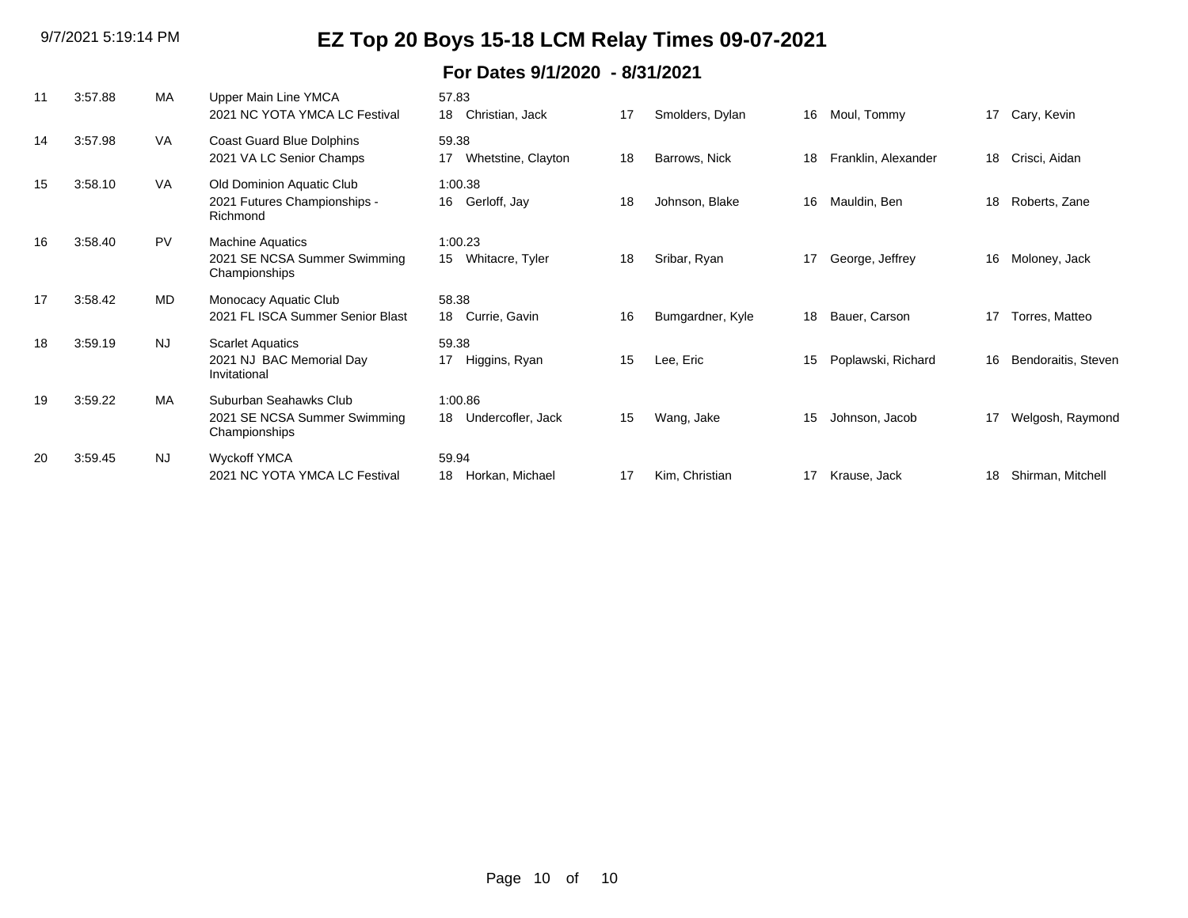# EZ Top 20 Boys 15-18 LCM Relay Times 09-07-2021

## For Dates 9/1/2020 - 8/31/2021

| | | | | | | | | | | | | |
|---|---|---|---|---|---|---|---|---|---|---|---|---|
| 11 | 3:57.88 | MA | Upper Main Line YMCA<br>2021 NC YOTA YMCA LC Festival | 57.83<br>18 | Christian, Jack | 17 | Smolders, Dylan | 16 | Moul, Tommy | 17 | Cary, Kevin | |
| 14 | 3:57.98 | VA | Coast Guard Blue Dolphins<br>2021 VA LC Senior Champs | 59.38<br>17 | Whetstine, Clayton | 18 | Barrows, Nick | 18 | Franklin, Alexander | 18 | Crisci, Aidan | |
| 15 | 3:58.10 | VA | Old Dominion Aquatic Club<br>2021 Futures Championships - Richmond | 1:00.38<br>16 | Gerloff, Jay | 18 | Johnson, Blake | 16 | Mauldin, Ben | 18 | Roberts, Zane | |
| 16 | 3:58.40 | PV | Machine Aquatics<br>2021 SE NCSA Summer Swimming Championships | 1:00.23<br>15 | Whitacre, Tyler | 18 | Sribar, Ryan | 17 | George, Jeffrey | 16 | Moloney, Jack | |
| 17 | 3:58.42 | MD | Monocacy Aquatic Club<br>2021 FL ISCA Summer Senior Blast | 58.38<br>18 | Currie, Gavin | 16 | Bumgardner, Kyle | 18 | Bauer, Carson | 17 | Torres, Matteo | |
| 18 | 3:59.19 | NJ | Scarlet Aquatics<br>2021 NJ BAC Memorial Day Invitational | 59.38<br>17 | Higgins, Ryan | 15 | Lee, Eric | 15 | Poplawski, Richard | 16 | Bendoraitis, Steven | |
| 19 | 3:59.22 | MA | Suburban Seahawks Club<br>2021 SE NCSA Summer Swimming Championships | 1:00.86<br>18 | Undercofler, Jack | 15 | Wang, Jake | 15 | Johnson, Jacob | 17 | Welgosh, Raymond | |
| 20 | 3:59.45 | NJ | Wyckoff YMCA<br>2021 NC YOTA YMCA LC Festival | 59.94<br>18 | Horkan, Michael | 17 | Kim, Christian | 17 | Krause, Jack | 18 | Shirman, Mitchell | |